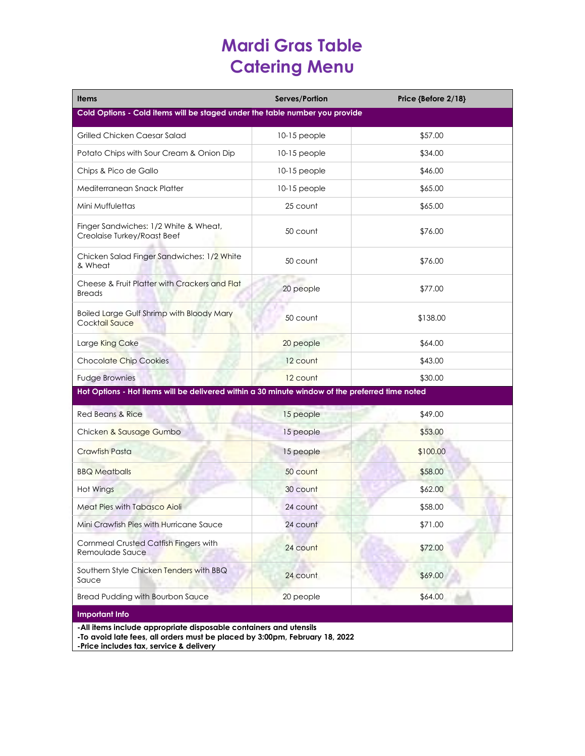# Mardi Gras Table Catering Menu

| Items | Serves/Portion | Price {Before 2/18} |
|---|---|---|
| **Cold Options - Cold items will be staged under the table number you provide** | | |
| Grilled Chicken Caesar Salad | 10-15 people | $57.00 |
| Potato Chips with Sour Cream & Onion Dip | 10-15 people | $34.00 |
| Chips & Pico de Gallo | 10-15 people | $46.00 |
| Mediterranean Snack Platter | 10-15 people | $65.00 |
| Mini Muffulettas | 25 count | $65.00 |
| Finger Sandwiches: 1/2 White & Wheat, Creolaise Turkey/Roast Beef | 50 count | $76.00 |
| Chicken Salad Finger Sandwiches: 1/2 White & Wheat | 50 count | $76.00 |
| Cheese & Fruit Platter with Crackers and Flat Breads | 20 people | $77.00 |
| Boiled Large Gulf Shrimp with Bloody Mary Cocktail Sauce | 50 count | $138.00 |
| Large King Cake | 20 people | $64.00 |
| Chocolate Chip Cookies | 12 count | $43.00 |
| Fudge Brownies | 12 count | $30.00 |
| **Hot Options - Hot items will be delivered within a 30 minute window of the preferred time noted** | | |
| Red Beans & Rice | 15 people | $49.00 |
| Chicken & Sausage Gumbo | 15 people | $53.00 |
| Crawfish Pasta | 15 people | $100.00 |
| BBQ Meatballs | 50 count | $58.00 |
| Hot Wings | 30 count | $62.00 |
| Meat Pies with Tabasco Aioli | 24 count | $58.00 |
| Mini Crawfish Pies with Hurricane Sauce | 24 count | $71.00 |
| Cornmeal Crusted Catfish Fingers with Remoulade Sauce | 24 count | $72.00 |
| Southern Style Chicken Tenders with BBQ Sauce | 24 count | $69.00 |
| Bread Pudding with Bourbon Sauce | 20 people | $64.00 |

**Important Info**

**-All items include appropriate disposable containers and utensils**
**-To avoid late fees, all orders must be placed by 3:00pm, February 18, 2022**
**-Price includes tax, service & delivery**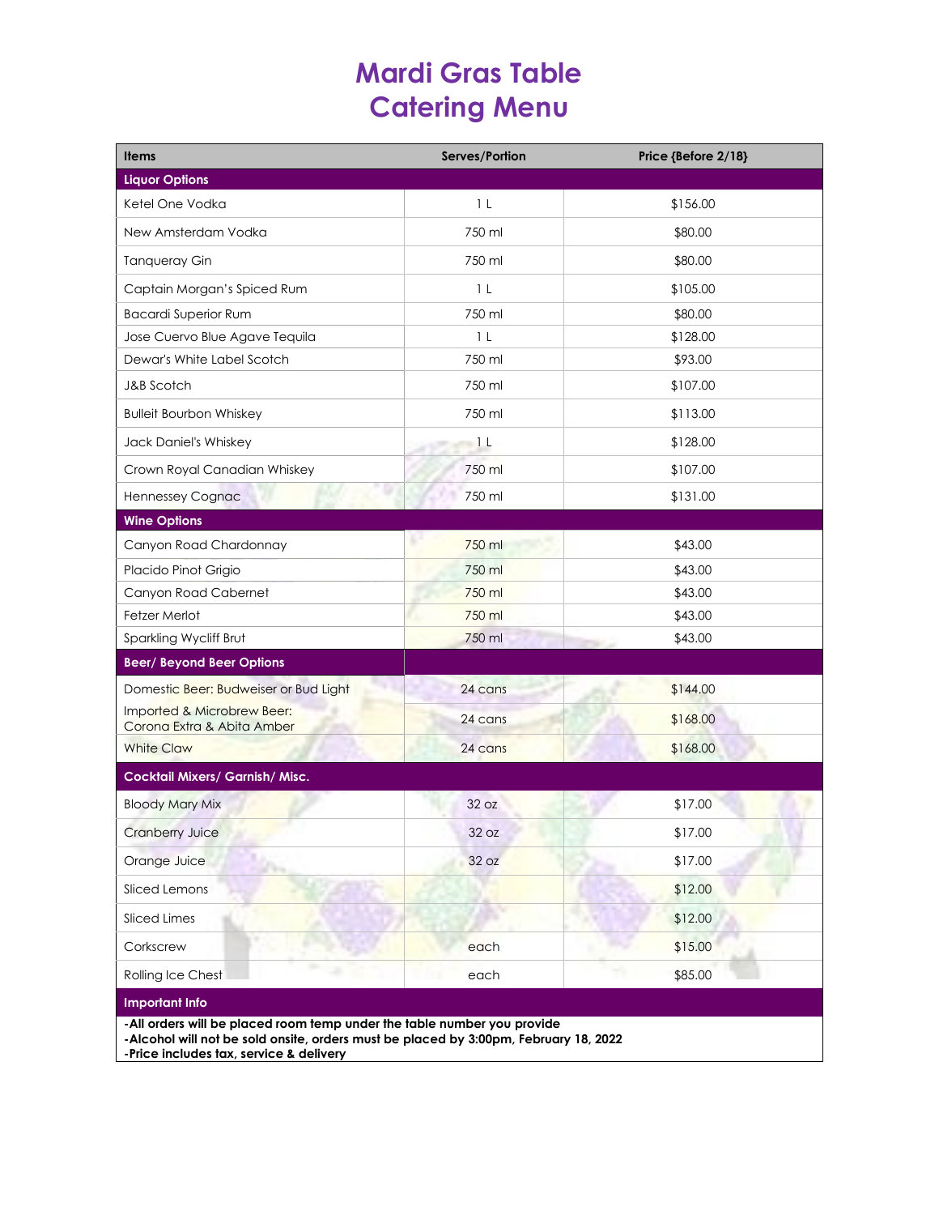# Mardi Gras Table Catering Menu

| Items | Serves/Portion | Price {Before 2/18} |
|---|---|---|
| **Liquor Options** | | |
| Ketel One Vodka | 1 L | $156.00 |
| New Amsterdam Vodka | 750 ml | $80.00 |
| Tanqueray Gin | 750 ml | $80.00 |
| Captain Morgan's Spiced Rum | 1 L | $105.00 |
| Bacardi Superior Rum | 750 ml | $80.00 |
| Jose Cuervo Blue Agave Tequila | 1 L | $128.00 |
| Dewar's White Label Scotch | 750 ml | $93.00 |
| J&B Scotch | 750 ml | $107.00 |
| Bulleit Bourbon Whiskey | 750 ml | $113.00 |
| Jack Daniel's Whiskey | 1 L | $128.00 |
| Crown Royal Canadian Whiskey | 750 ml | $107.00 |
| Hennessey Cognac | 750 ml | $131.00 |
| **Wine Options** | | |
| Canyon Road Chardonnay | 750 ml | $43.00 |
| Placido Pinot Grigio | 750 ml | $43.00 |
| Canyon Road Cabernet | 750 ml | $43.00 |
| Fetzer Merlot | 750 ml | $43.00 |
| Sparkling Wycliff Brut | 750 ml | $43.00 |
| **Beer/ Beyond Beer Options** | | |
| Domestic Beer: Budweiser or Bud Light | 24 cans | $144.00 |
| Imported & Microbrew Beer: Corona Extra & Abita Amber | 24 cans | $168.00 |
| White Claw | 24 cans | $168.00 |
| **Cocktail Mixers/ Garnish/ Misc.** | | |
| Bloody Mary Mix | 32 oz | $17.00 |
| Cranberry Juice | 32 oz | $17.00 |
| Orange Juice | 32 oz | $17.00 |
| Sliced Lemons | | $12.00 |
| Sliced Limes | | $12.00 |
| Corkscrew | each | $15.00 |
| Rolling Ice Chest | each | $85.00 |
| **Important Info** | | |

**-All orders will be placed room temp under the table number you provide**
**-Alcohol will not be sold onsite, orders must be placed by 3:00pm, February 18, 2022**
**-Price includes tax, service & delivery**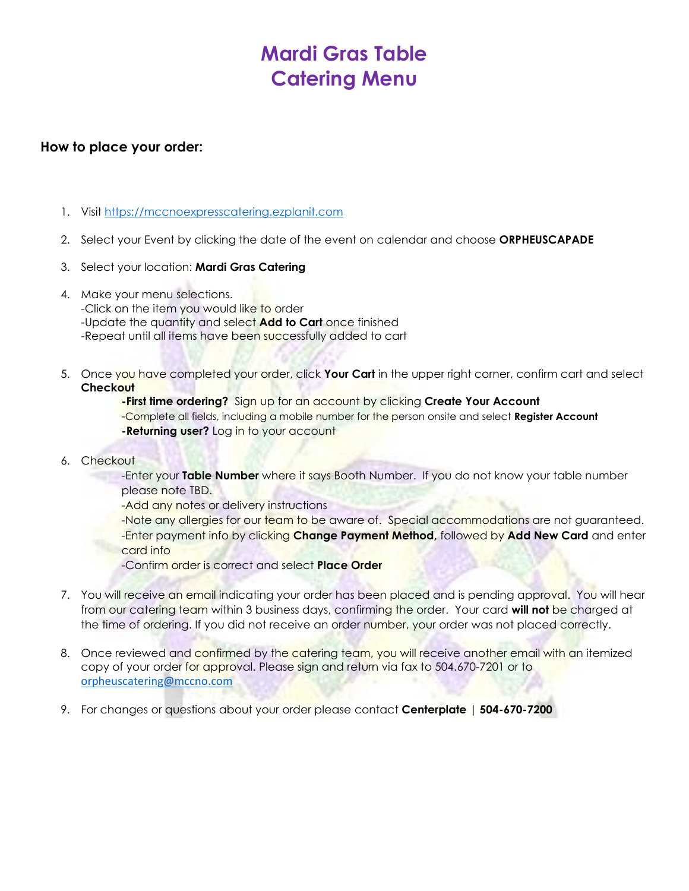# Mardi Gras Table Catering Menu

### How to place your order:

1. Visit https://mccnoexpresscatering.ezplanit.com
2. Select your Event by clicking the date of the event on calendar and choose **ORPHEUSCAPADE**
3. Select your location: **Mardi Gras Catering**
4. Make your menu selections.
   -Click on the item you would like to order
   -Update the quantity and select **Add to Cart** once finished
   -Repeat until all items have been successfully added to cart
5. Once you have completed your order, click **Your Cart** in the upper right corner, confirm cart and select **Checkout**
   **-First time ordering?** Sign up for an account by clicking **Create Your Account**
   -Complete all fields, including a mobile number for the person onsite and select **Register Account**
   **-Returning user?** Log in to your account
6. Checkout
   -Enter your **Table Number** where it says Booth Number. If you do not know your table number please note TBD.
   -Add any notes or delivery instructions
   -Note any allergies for our team to be aware of. Special accommodations are not guaranteed.
   -Enter payment info by clicking **Change Payment Method,** followed by **Add New Card** and enter card info
   -Confirm order is correct and select **Place Order**
7. You will receive an email indicating your order has been placed and is pending approval. You will hear from our catering team within 3 business days, confirming the order. Your card **will not** be charged at the time of ordering. If you did not receive an order number, your order was not placed correctly.
8. Once reviewed and confirmed by the catering team, you will receive another email with an itemized copy of your order for approval. Please sign and return via fax to 504.670-7201 or to orpheuscatering@mccno.com
9. For changes or questions about your order please contact **Centerplate | 504-670-7200**